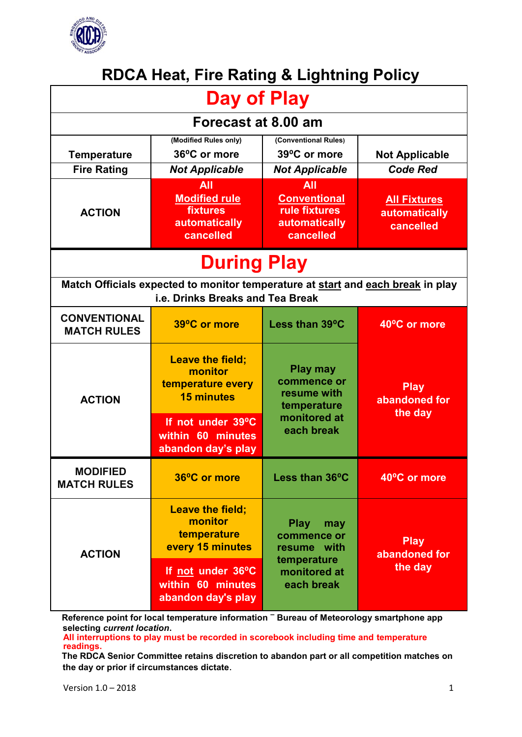# RDCA Heat, Fire Rating & Lightning Policy

## Day of Play

### Forecast at 8.00 am

| | (Modified Rules only) | (Conventional Rules) | |
|---|---|---|---|
| **Temperature** | 36ºC or more | 39ºC or more | Not Applicable |
| **Fire Rating** | *Not Applicable* | *Not Applicable* | *Code Red* |
| **ACTION** | All Modified rule fixtures automatically cancelled | All Conventional rule fixtures automatically cancelled | All Fixtures automatically cancelled |

## During Play

**Match Officials expected to monitor temperature at start and each break in play i.e. Drinks Breaks and Tea Break**

| **CONVENTIONAL MATCH RULES** | 39ºC or more | Less than 39ºC | 40ºC or more |
|---|---|---|---|
| **ACTION** | Leave the field; monitor temperature every 15 minutes<br>If not under 39ºC within 60 minutes abandon day's play | Play may commence or resume with temperature monitored at each break | Play abandoned for the day |
| **MODIFIED MATCH RULES** | 36ºC or more | Less than 36ºC | 40ºC or more |
| **ACTION** | Leave the field; monitor temperature every 15 minutes<br>If not under 36ºC within 60 minutes abandon day's play | Play may commence or resume with temperature monitored at each break | Play abandoned for the day |

**Reference point for local temperature information – Bureau of Meteorology smartphone app selecting *current location*.**

**All interruptions to play must be recorded in scorebook including time and temperature readings.**

**The RDCA Senior Committee retains discretion to abandon part or all competition matches on the day or prior if circumstances dictate.**

Version 1.0 – 2018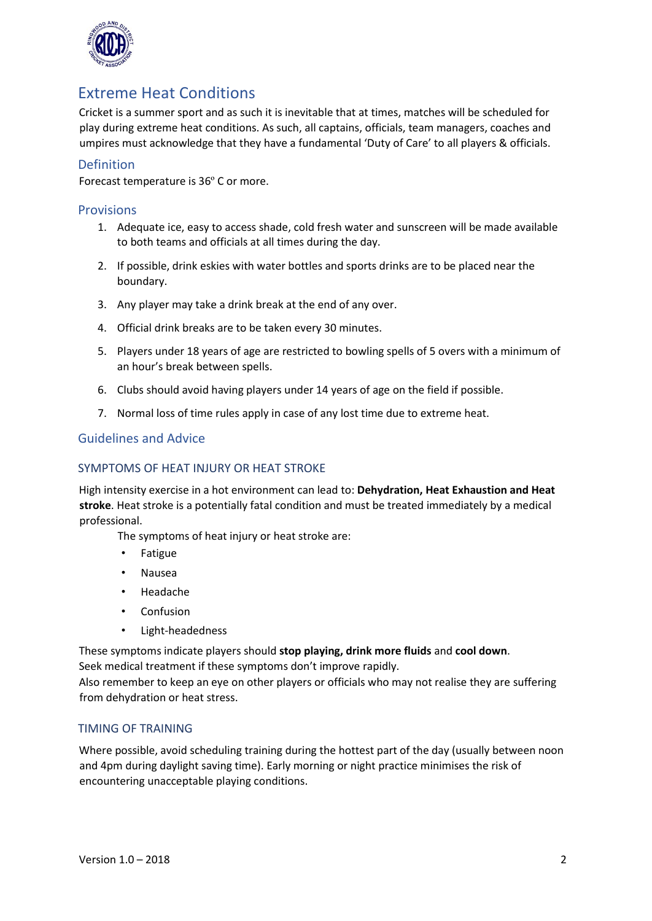## Extreme Heat Conditions

Cricket is a summer sport and as such it is inevitable that at times, matches will be scheduled for play during extreme heat conditions. As such, all captains, officials, team managers, coaches and umpires must acknowledge that they have a fundamental 'Duty of Care' to all players & officials.

### Definition

Forecast temperature is 36$^{o}$ C or more.

### Provisions

1. Adequate ice, easy to access shade, cold fresh water and sunscreen will be made available to both teams and officials at all times during the day.
2. If possible, drink eskies with water bottles and sports drinks are to be placed near the boundary.
3. Any player may take a drink break at the end of any over.
4. Official drink breaks are to be taken every 30 minutes.
5. Players under 18 years of age are restricted to bowling spells of 5 overs with a minimum of an hour's break between spells.
6. Clubs should avoid having players under 14 years of age on the field if possible.
7. Normal loss of time rules apply in case of any lost time due to extreme heat.

### Guidelines and Advice

#### SYMPTOMS OF HEAT INJURY OR HEAT STROKE

High intensity exercise in a hot environment can lead to: **Dehydration, Heat Exhaustion and Heat stroke**. Heat stroke is a potentially fatal condition and must be treated immediately by a medical professional.

The symptoms of heat injury or heat stroke are:

- Fatigue
- Nausea
- Headache
- Confusion
- Light-headedness

These symptoms indicate players should **stop playing, drink more fluids** and **cool down**.
Seek medical treatment if these symptoms don't improve rapidly.
Also remember to keep an eye on other players or officials who may not realise they are suffering from dehydration or heat stress.

#### TIMING OF TRAINING

Where possible, avoid scheduling training during the hottest part of the day (usually between noon and 4pm during daylight saving time). Early morning or night practice minimises the risk of encountering unacceptable playing conditions.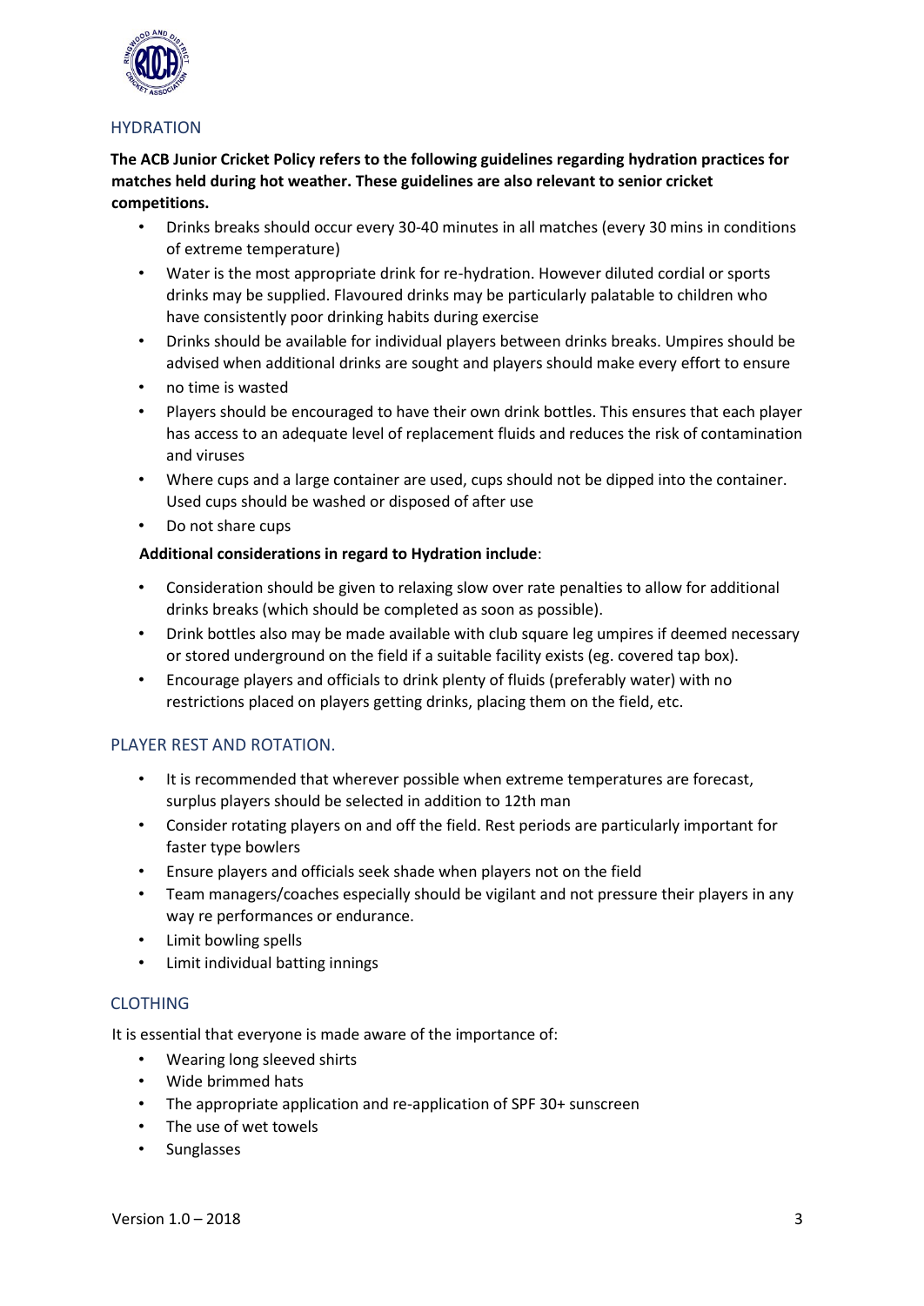## HYDRATION

**The ACB Junior Cricket Policy refers to the following guidelines regarding hydration practices for matches held during hot weather. These guidelines are also relevant to senior cricket competitions.**

- Drinks breaks should occur every 30-40 minutes in all matches (every 30 mins in conditions of extreme temperature)
- Water is the most appropriate drink for re-hydration. However diluted cordial or sports drinks may be supplied. Flavoured drinks may be particularly palatable to children who have consistently poor drinking habits during exercise
- Drinks should be available for individual players between drinks breaks. Umpires should be advised when additional drinks are sought and players should make every effort to ensure
- no time is wasted
- Players should be encouraged to have their own drink bottles. This ensures that each player has access to an adequate level of replacement fluids and reduces the risk of contamination and viruses
- Where cups and a large container are used, cups should not be dipped into the container. Used cups should be washed or disposed of after use
- Do not share cups

**Additional considerations in regard to Hydration include**:

- Consideration should be given to relaxing slow over rate penalties to allow for additional drinks breaks (which should be completed as soon as possible).
- Drink bottles also may be made available with club square leg umpires if deemed necessary or stored underground on the field if a suitable facility exists (eg. covered tap box).
- Encourage players and officials to drink plenty of fluids (preferably water) with no restrictions placed on players getting drinks, placing them on the field, etc.

## PLAYER REST AND ROTATION.

- It is recommended that wherever possible when extreme temperatures are forecast, surplus players should be selected in addition to 12th man
- Consider rotating players on and off the field. Rest periods are particularly important for faster type bowlers
- Ensure players and officials seek shade when players not on the field
- Team managers/coaches especially should be vigilant and not pressure their players in any way re performances or endurance.
- Limit bowling spells
- Limit individual batting innings

## CLOTHING

It is essential that everyone is made aware of the importance of:

- Wearing long sleeved shirts
- Wide brimmed hats
- The appropriate application and re-application of SPF 30+ sunscreen
- The use of wet towels
- Sunglasses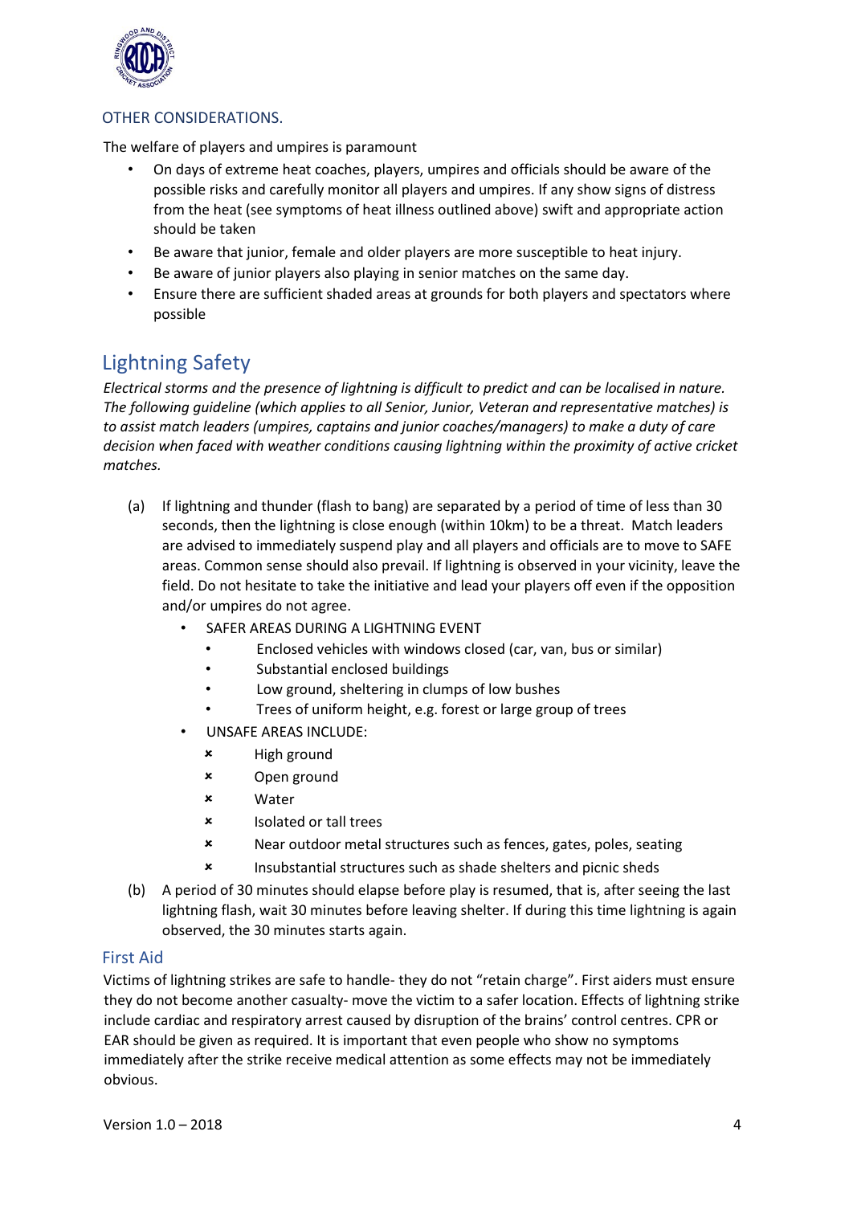### OTHER CONSIDERATIONS.

The welfare of players and umpires is paramount

- On days of extreme heat coaches, players, umpires and officials should be aware of the possible risks and carefully monitor all players and umpires. If any show signs of distress from the heat (see symptoms of heat illness outlined above) swift and appropriate action should be taken
- Be aware that junior, female and older players are more susceptible to heat injury.
- Be aware of junior players also playing in senior matches on the same day.
- Ensure there are sufficient shaded areas at grounds for both players and spectators where possible

## Lightning Safety

*Electrical storms and the presence of lightning is difficult to predict and can be localised in nature. The following guideline (which applies to all Senior, Junior, Veteran and representative matches) is to assist match leaders (umpires, captains and junior coaches/managers) to make a duty of care decision when faced with weather conditions causing lightning within the proximity of active cricket matches.*

(a) If lightning and thunder (flash to bang) are separated by a period of time of less than 30 seconds, then the lightning is close enough (within 10km) to be a threat. Match leaders are advised to immediately suspend play and all players and officials are to move to SAFE areas. Common sense should also prevail. If lightning is observed in your vicinity, leave the field. Do not hesitate to take the initiative and lead your players off even if the opposition and/or umpires do not agree.

- SAFER AREAS DURING A LIGHTNING EVENT
  - Enclosed vehicles with windows closed (car, van, bus or similar)
  - Substantial enclosed buildings
  - Low ground, sheltering in clumps of low bushes
  - Trees of uniform height, e.g. forest or large group of trees
- UNSAFE AREAS INCLUDE:
  - ✗ High ground
  - ✗ Open ground
  - ✗ Water
  - ✗ Isolated or tall trees
  - ✗ Near outdoor metal structures such as fences, gates, poles, seating
  - ✗ Insubstantial structures such as shade shelters and picnic sheds

(b) A period of 30 minutes should elapse before play is resumed, that is, after seeing the last lightning flash, wait 30 minutes before leaving shelter. If during this time lightning is again observed, the 30 minutes starts again.

### First Aid

Victims of lightning strikes are safe to handle- they do not "retain charge". First aiders must ensure they do not become another casualty- move the victim to a safer location. Effects of lightning strike include cardiac and respiratory arrest caused by disruption of the brains' control centres. CPR or EAR should be given as required. It is important that even people who show no symptoms immediately after the strike receive medical attention as some effects may not be immediately obvious.

Version 1.0 – 2018